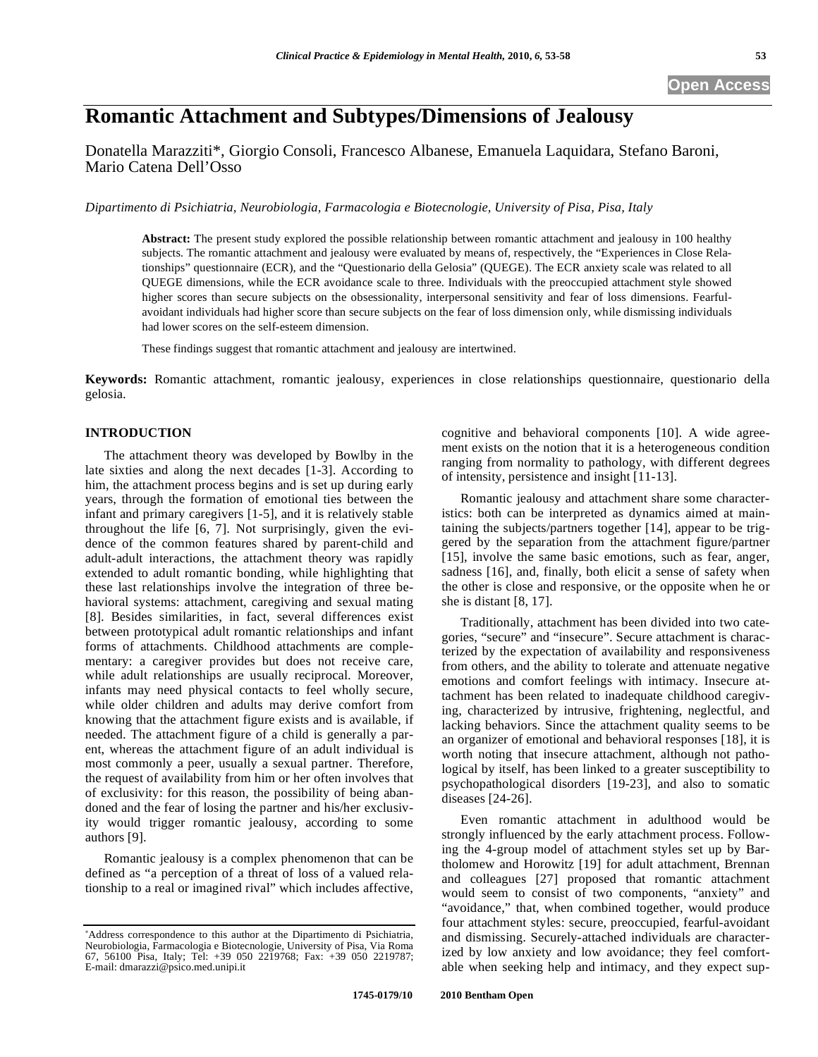Open Access

# Romantic Attachment and Subtypes/Dimensions of Jealousy

Donatella Marazziti*, Giorgio Consoli, Francesco Albanese, Emanuela Laquidara, Stefano Baroni, Mario Catena Dell'Osso

*Dipartimento di Psichiatria, Neurobiologia, Farmacologia e Biotecnologie, University of Pisa, Pisa, Italy*

**Abstract:** The present study explored the possible relationship between romantic attachment and jealousy in 100 healthy subjects. The romantic attachment and jealousy were evaluated by means of, respectively, the "Experiences in Close Relationships" questionnaire (ECR), and the "Questionario della Gelosia" (QUEGE). The ECR anxiety scale was related to all QUEGE dimensions, while the ECR avoidance scale to three. Individuals with the preoccupied attachment style showed higher scores than secure subjects on the obsessionality, interpersonal sensitivity and fear of loss dimensions. Fearful-avoidant individuals had higher score than secure subjects on the fear of loss dimension only, while dismissing individuals had lower scores on the self-esteem dimension.

These findings suggest that romantic attachment and jealousy are intertwined.

**Keywords:** Romantic attachment, romantic jealousy, experiences in close relationships questionnaire, questionario della gelosia.

## INTRODUCTION

The attachment theory was developed by Bowlby in the late sixties and along the next decades [1-3]. According to him, the attachment process begins and is set up during early years, through the formation of emotional ties between the infant and primary caregivers [1-5], and it is relatively stable throughout the life [6, 7]. Not surprisingly, given the evidence of the common features shared by parent-child and adult-adult interactions, the attachment theory was rapidly extended to adult romantic bonding, while highlighting that these last relationships involve the integration of three behavioral systems: attachment, caregiving and sexual mating [8]. Besides similarities, in fact, several differences exist between prototypical adult romantic relationships and infant forms of attachments. Childhood attachments are complementary: a caregiver provides but does not receive care, while adult relationships are usually reciprocal. Moreover, infants may need physical contacts to feel wholly secure, while older children and adults may derive comfort from knowing that the attachment figure exists and is available, if needed. The attachment figure of a child is generally a parent, whereas the attachment figure of an adult individual is most commonly a peer, usually a sexual partner. Therefore, the request of availability from him or her often involves that of exclusivity: for this reason, the possibility of being abandoned and the fear of losing the partner and his/her exclusivity would trigger romantic jealousy, according to some authors [9].

Romantic jealousy is a complex phenomenon that can be defined as "a perception of a threat of loss of a valued relationship to a real or imagined rival" which includes affective, cognitive and behavioral components [10]. A wide agreement exists on the notion that it is a heterogeneous condition ranging from normality to pathology, with different degrees of intensity, persistence and insight [11-13].

Romantic jealousy and attachment share some characteristics: both can be interpreted as dynamics aimed at maintaining the subjects/partners together [14], appear to be triggered by the separation from the attachment figure/partner [15], involve the same basic emotions, such as fear, anger, sadness [16], and, finally, both elicit a sense of safety when the other is close and responsive, or the opposite when he or she is distant [8, 17].

Traditionally, attachment has been divided into two categories, "secure" and "insecure". Secure attachment is characterized by the expectation of availability and responsiveness from others, and the ability to tolerate and attenuate negative emotions and comfort feelings with intimacy. Insecure attachment has been related to inadequate childhood caregiving, characterized by intrusive, frightening, neglectful, and lacking behaviors. Since the attachment quality seems to be an organizer of emotional and behavioral responses [18], it is worth noting that insecure attachment, although not pathological by itself, has been linked to a greater susceptibility to psychopathological disorders [19-23], and also to somatic diseases [24-26].

Even romantic attachment in adulthood would be strongly influenced by the early attachment process. Following the 4-group model of attachment styles set up by Bartholomew and Horowitz [19] for adult attachment, Brennan and colleagues [27] proposed that romantic attachment would seem to consist of two components, "anxiety" and "avoidance," that, when combined together, would produce four attachment styles: secure, preoccupied, fearful-avoidant and dismissing. Securely-attached individuals are characterized by low anxiety and low avoidance; they feel comfortable when seeking help and intimacy, and they expect sup-

*Address correspondence to this author at the Dipartimento di Psichiatria, Neurobiologia, Farmacologia e Biotecnologie, University of Pisa, Via Roma 67, 56100 Pisa, Italy; Tel: +39 050 2219768; Fax: +39 050 2219787; E-mail: dmarazzi@psico.med.unipi.it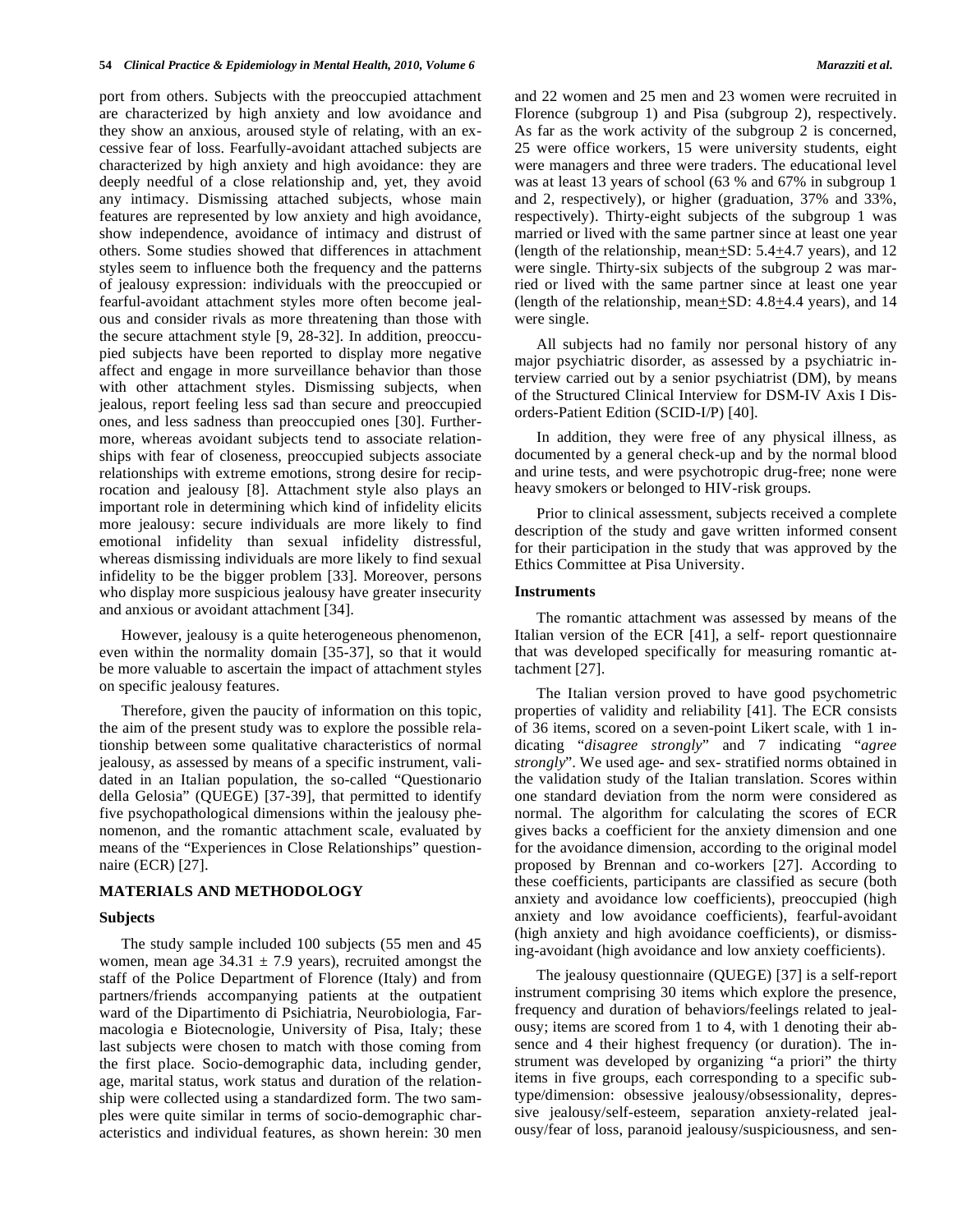port from others. Subjects with the preoccupied attachment are characterized by high anxiety and low avoidance and they show an anxious, aroused style of relating, with an excessive fear of loss. Fearfully-avoidant attached subjects are characterized by high anxiety and high avoidance: they are deeply needful of a close relationship and, yet, they avoid any intimacy. Dismissing attached subjects, whose main features are represented by low anxiety and high avoidance, show independence, avoidance of intimacy and distrust of others. Some studies showed that differences in attachment styles seem to influence both the frequency and the patterns of jealousy expression: individuals with the preoccupied or fearful-avoidant attachment styles more often become jealous and consider rivals as more threatening than those with the secure attachment style [9, 28-32]. In addition, preoccupied subjects have been reported to display more negative affect and engage in more surveillance behavior than those with other attachment styles. Dismissing subjects, when jealous, report feeling less sad than secure and preoccupied ones, and less sadness than preoccupied ones [30]. Furthermore, whereas avoidant subjects tend to associate relationships with fear of closeness, preoccupied subjects associate relationships with extreme emotions, strong desire for reciprocation and jealousy [8]. Attachment style also plays an important role in determining which kind of infidelity elicits more jealousy: secure individuals are more likely to find emotional infidelity than sexual infidelity distressful, whereas dismissing individuals are more likely to find sexual infidelity to be the bigger problem [33]. Moreover, persons who display more suspicious jealousy have greater insecurity and anxious or avoidant attachment [34].

However, jealousy is a quite heterogeneous phenomenon, even within the normality domain [35-37], so that it would be more valuable to ascertain the impact of attachment styles on specific jealousy features.

Therefore, given the paucity of information on this topic, the aim of the present study was to explore the possible relationship between some qualitative characteristics of normal jealousy, as assessed by means of a specific instrument, validated in an Italian population, the so-called "Questionario della Gelosia" (QUEGE) [37-39], that permitted to identify five psychopathological dimensions within the jealousy phenomenon, and the romantic attachment scale, evaluated by means of the "Experiences in Close Relationships" questionnaire (ECR) [27].

## MATERIALS AND METHODOLOGY

### Subjects

The study sample included 100 subjects (55 men and 45 women, mean age $34.31 \pm 7.9$ years), recruited amongst the staff of the Police Department of Florence (Italy) and from partners/friends accompanying patients at the outpatient ward of the Dipartimento di Psichiatria, Neurobiologia, Farmacologia e Biotecnologie, University of Pisa, Italy; these last subjects were chosen to match with those coming from the first place. Socio-demographic data, including gender, age, marital status, work status and duration of the relationship were collected using a standardized form. The two samples were quite similar in terms of socio-demographic characteristics and individual features, as shown herein: 30 men and 22 women and 25 men and 23 women were recruited in Florence (subgroup 1) and Pisa (subgroup 2), respectively. As far as the work activity of the subgroup 2 is concerned, 25 were office workers, 15 were university students, eight were managers and three were traders. The educational level was at least 13 years of school (63 % and 67% in subgroup 1 and 2, respectively), or higher (graduation, 37% and 33%, respectively). Thirty-eight subjects of the subgroup 1 was married or lived with the same partner since at least one year (length of the relationship, mean±SD: 5.4±4.7 years), and 12 were single. Thirty-six subjects of the subgroup 2 was married or lived with the same partner since at least one year (length of the relationship, mean±SD: 4.8±4.4 years), and 14 were single.

All subjects had no family nor personal history of any major psychiatric disorder, as assessed by a psychiatric interview carried out by a senior psychiatrist (DM), by means of the Structured Clinical Interview for DSM-IV Axis I Disorders-Patient Edition (SCID-I/P) [40].

In addition, they were free of any physical illness, as documented by a general check-up and by the normal blood and urine tests, and were psychotropic drug-free; none were heavy smokers or belonged to HIV-risk groups.

Prior to clinical assessment, subjects received a complete description of the study and gave written informed consent for their participation in the study that was approved by the Ethics Committee at Pisa University.

### Instruments

The romantic attachment was assessed by means of the Italian version of the ECR [41], a self- report questionnaire that was developed specifically for measuring romantic attachment [27].

The Italian version proved to have good psychometric properties of validity and reliability [41]. The ECR consists of 36 items, scored on a seven-point Likert scale, with 1 indicating "*disagree strongly*" and 7 indicating "*agree strongly*". We used age- and sex- stratified norms obtained in the validation study of the Italian translation. Scores within one standard deviation from the norm were considered as normal. The algorithm for calculating the scores of ECR gives backs a coefficient for the anxiety dimension and one for the avoidance dimension, according to the original model proposed by Brennan and co-workers [27]. According to these coefficients, participants are classified as secure (both anxiety and avoidance low coefficients), preoccupied (high anxiety and low avoidance coefficients), fearful-avoidant (high anxiety and high avoidance coefficients), or dismissing-avoidant (high avoidance and low anxiety coefficients).

The jealousy questionnaire (QUEGE) [37] is a self-report instrument comprising 30 items which explore the presence, frequency and duration of behaviors/feelings related to jealousy; items are scored from 1 to 4, with 1 denoting their absence and 4 their highest frequency (or duration). The instrument was developed by organizing "a priori" the thirty items in five groups, each corresponding to a specific subtype/dimension: obsessive jealousy/obsessionality, depressive jealousy/self-esteem, separation anxiety-related jealousy/fear of loss, paranoid jealousy/suspiciousness, and sen-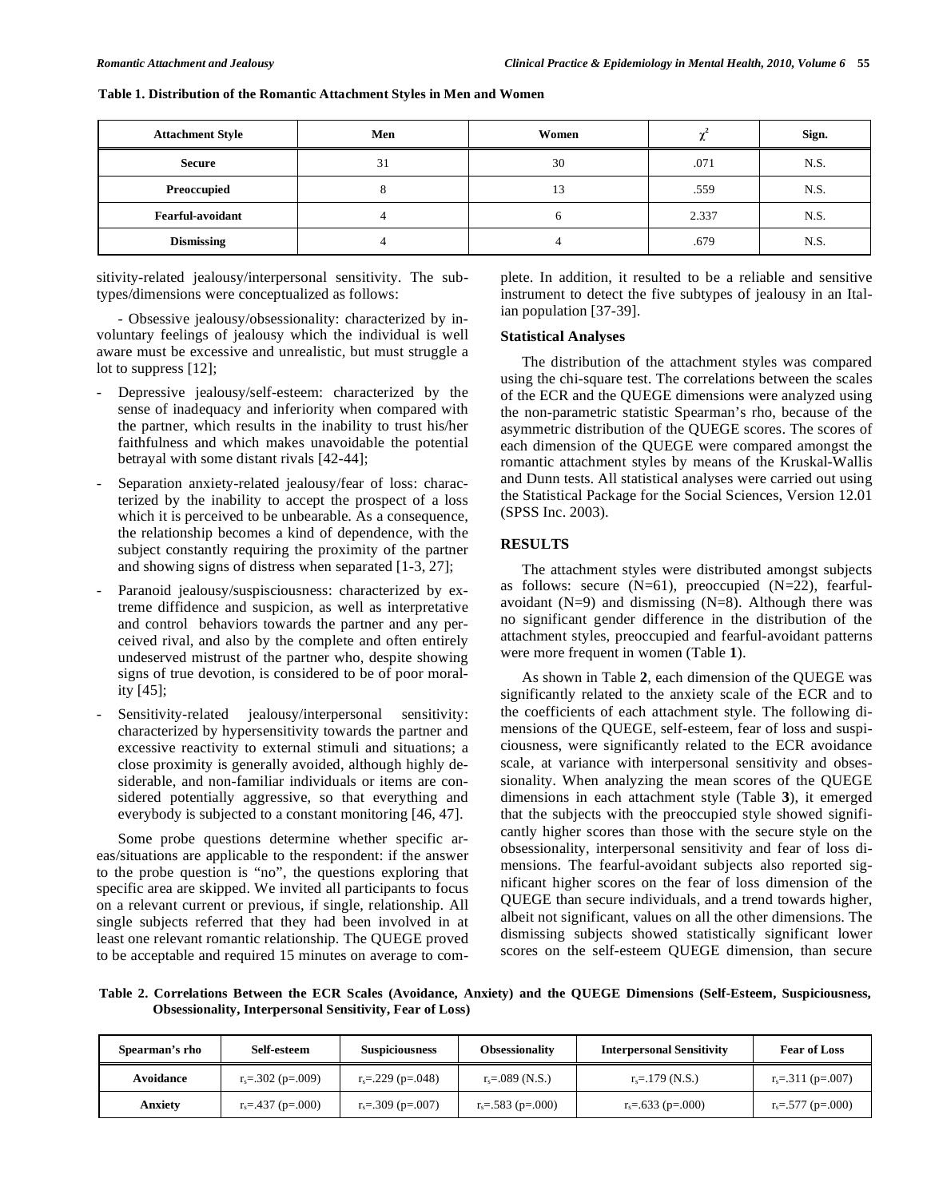**Table 1. Distribution of the Romantic Attachment Styles in Men and Women**

| Attachment Style | Men | Women | $\chi^2$ | Sign. |
|---|---|---|---|---|
| **Secure** | 31 | 30 | .071 | N.S. |
| **Preoccupied** | 8 | 13 | .559 | N.S. |
| **Fearful-avoidant** | 4 | 6 | 2.337 | N.S. |
| **Dismissing** | 4 | 4 | .679 | N.S. |

sitivity-related jealousy/interpersonal sensitivity. The subtypes/dimensions were conceptualized as follows:

- Obsessive jealousy/obsessionality: characterized by involuntary feelings of jealousy which the individual is well aware must be excessive and unrealistic, but must struggle a lot to suppress [12];

- Depressive jealousy/self-esteem: characterized by the sense of inadequacy and inferiority when compared with the partner, which results in the inability to trust his/her faithfulness and which makes unavoidable the potential betrayal with some distant rivals [42-44];
- Separation anxiety-related jealousy/fear of loss: characterized by the inability to accept the prospect of a loss which it is perceived to be unbearable. As a consequence, the relationship becomes a kind of dependence, with the subject constantly requiring the proximity of the partner and showing signs of distress when separated [1-3, 27];
- Paranoid jealousy/suspisciousness: characterized by extreme diffidence and suspicion, as well as interpretative and control behaviors towards the partner and any perceived rival, and also by the complete and often entirely undeserved mistrust of the partner who, despite showing signs of true devotion, is considered to be of poor morality [45];
- Sensitivity-related jealousy/interpersonal sensitivity: characterized by hypersensitivity towards the partner and excessive reactivity to external stimuli and situations; a close proximity is generally avoided, although highly desiderable, and non-familiar individuals or items are considered potentially aggressive, so that everything and everybody is subjected to a constant monitoring [46, 47].

Some probe questions determine whether specific areas/situations are applicable to the respondent: if the answer to the probe question is "no", the questions exploring that specific area are skipped. We invited all participants to focus on a relevant current or previous, if single, relationship. All single subjects referred that they had been involved in at least one relevant romantic relationship. The QUEGE proved to be acceptable and required 15 minutes on average to complete. In addition, it resulted to be a reliable and sensitive instrument to detect the five subtypes of jealousy in an Italian population [37-39].

### Statistical Analyses

The distribution of the attachment styles was compared using the chi-square test. The correlations between the scales of the ECR and the QUEGE dimensions were analyzed using the non-parametric statistic Spearman's rho, because of the asymmetric distribution of the QUEGE scores. The scores of each dimension of the QUEGE were compared amongst the romantic attachment styles by means of the Kruskal-Wallis and Dunn tests. All statistical analyses were carried out using the Statistical Package for the Social Sciences, Version 12.01 (SPSS Inc. 2003).

## RESULTS

The attachment styles were distributed amongst subjects as follows: secure (N=61), preoccupied (N=22), fearful-avoidant (N=9) and dismissing (N=8). Although there was no significant gender difference in the distribution of the attachment styles, preoccupied and fearful-avoidant patterns were more frequent in women (Table **1**).

As shown in Table **2**, each dimension of the QUEGE was significantly related to the anxiety scale of the ECR and to the coefficients of each attachment style. The following dimensions of the QUEGE, self-esteem, fear of loss and suspiciousness, were significantly related to the ECR avoidance scale, at variance with interpersonal sensitivity and obsessionality. When analyzing the mean scores of the QUEGE dimensions in each attachment style (Table **3**), it emerged that the subjects with the preoccupied style showed significantly higher scores than those with the secure style on the obsessionality, interpersonal sensitivity and fear of loss dimensions. The fearful-avoidant subjects also reported significant higher scores on the fear of loss dimension of the QUEGE than secure individuals, and a trend towards higher, albeit not significant, values on all the other dimensions. The dismissing subjects showed statistically significant lower scores on the self-esteem QUEGE dimension, than secure

**Table 2. Correlations Between the ECR Scales (Avoidance, Anxiety) and the QUEGE Dimensions (Self-Esteem, Suspiciousness, Obsessionality, Interpersonal Sensitivity, Fear of Loss)**

| Spearman's rho | Self-esteem | Suspiciousness | Obsessionality | Interpersonal Sensitivity | Fear of Loss |
|---|---|---|---|---|---|
| **Avoidance** | $r_s$=.302 (p=.009) | $r_s$=.229 (p=.048) | $r_s$=.089 (N.S.) | $r_s$=.179 (N.S.) | $r_s$=.311 (p=.007) |
| **Anxiety** | $r_s$=.437 (p=.000) | $r_s$=.309 (p=.007) | $r_s$=.583 (p=.000) | $r_s$=.633 (p=.000) | $r_s$=.577 (p=.000) |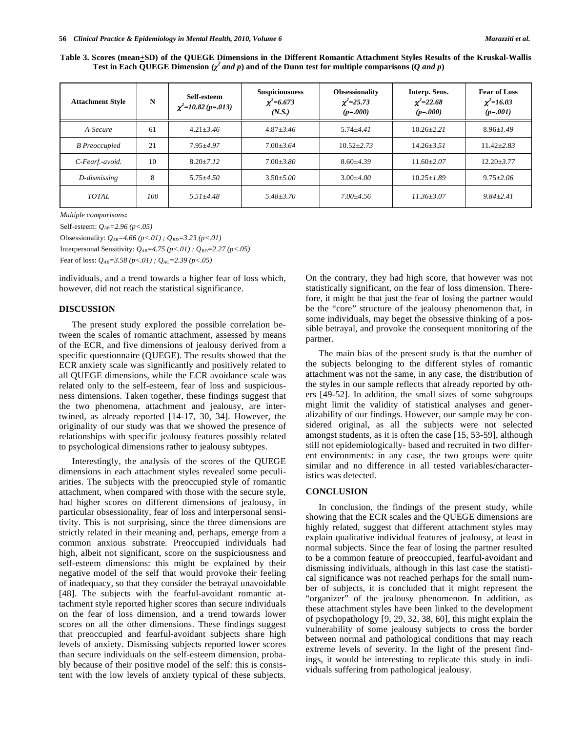**Table 3. Scores (mean±SD) of the QUEGE Dimensions in the Different Romantic Attachment Styles Results of the Kruskal-Wallis Test in Each QUEGE Dimension ($\chi^2$ and $p$) and of the Dunn test for multiple comparisons ($Q$ and $p$)**

| Attachment Style | N | Self-esteem $\chi^2$=10.82 (p=.013) | Suspiciousness $\chi^2$=6.673 (N.S.) | Obsessionality $\chi^2$=25.73 (p=.000) | Interp. Sens. $\chi^2$=22.68 (p=.000) | Fear of Loss $\chi^2$=16.03 (p=.001) |
|---|---|---|---|---|---|---|
| *A-Secure* | 61 | 4.21±3.46 | 4.87±3.46 | 5.74±4.41 | 10.26±2.21 | 8.96±1.49 |
| *B Preoccupied* | 21 | 7.95±4.97 | 7.00±3.64 | 10.52±2.73 | 14.26±3.51 | 11.42±2.83 |
| *C-Fearf.-avoid.* | 10 | 8.20±7.12 | 7.00±3.80 | 8.60±4.39 | 11.60±2.07 | 12.20±3.77 |
| *D-dismissing* | 8 | 5.75±4.50 | 3.50±5.00 | 3.00±4.00 | 10.25±1.89 | 9.75±2.06 |
| *TOTAL* | *100* | *5.51±4.48* | *5.48±3.70* | *7.00±4.56* | *11.36±3.07* | *9.84±2.41* |

*Multiple comparisons*:

Self-esteem: $Q_{AB}=2.96$ ($p<.05$)

Obsessionality: $Q_{AB}=4.66$ ($p<.01$) ; $Q_{BD}=3.23$ ($p<.01$)

Interpersonal Sensitivity: $Q_{AB}=4.75$ ($p<.01$) ; $Q_{BD}=2.27$ ($p<.05$)

Fear of loss: $Q_{AB}=3.58$ ($p<.01$) ; $Q_{AC}=2.39$ ($p<.05$)

individuals, and a trend towards a higher fear of loss which, however, did not reach the statistical significance.

## DISCUSSION

The present study explored the possible correlation between the scales of romantic attachment, assessed by means of the ECR, and five dimensions of jealousy derived from a specific questionnaire (QUEGE). The results showed that the ECR anxiety scale was significantly and positively related to all QUEGE dimensions, while the ECR avoidance scale was related only to the self-esteem, fear of loss and suspiciousness dimensions. Taken together, these findings suggest that the two phenomena, attachment and jealousy, are intertwined, as already reported [14-17, 30, 34]. However, the originality of our study was that we showed the presence of relationships with specific jealousy features possibly related to psychological dimensions rather to jealousy subtypes.

Interestingly, the analysis of the scores of the QUEGE dimensions in each attachment styles revealed some peculiarities. The subjects with the preoccupied style of romantic attachment, when compared with those with the secure style, had higher scores on different dimensions of jealousy, in particular obsessionality, fear of loss and interpersonal sensitivity. This is not surprising, since the three dimensions are strictly related in their meaning and, perhaps, emerge from a common anxious substrate. Preoccupied individuals had high, albeit not significant, score on the suspiciousness and self-esteem dimensions: this might be explained by their negative model of the self that would provoke their feeling of inadequacy, so that they consider the betrayal unavoidable [48]. The subjects with the fearful-avoidant romantic attachment style reported higher scores than secure individuals on the fear of loss dimension, and a trend towards lower scores on all the other dimensions. These findings suggest that preoccupied and fearful-avoidant subjects share high levels of anxiety. Dismissing subjects reported lower scores than secure individuals on the self-esteem dimension, probably because of their positive model of the self: this is consistent with the low levels of anxiety typical of these subjects. On the contrary, they had high score, that however was not statistically significant, on the fear of loss dimension. Therefore, it might be that just the fear of losing the partner would be the "core" structure of the jealousy phenomenon that, in some individuals, may beget the obsessive thinking of a possible betrayal, and provoke the consequent monitoring of the partner.

The main bias of the present study is that the number of the subjects belonging to the different styles of romantic attachment was not the same, in any case, the distribution of the styles in our sample reflects that already reported by others [49-52]. In addition, the small sizes of some subgroups might limit the validity of statistical analyses and generalizability of our findings. However, our sample may be considered original, as all the subjects were not selected amongst students, as it is often the case [15, 53-59], although still not epidemiologically- based and recruited in two different environments: in any case, the two groups were quite similar and no difference in all tested variables/characteristics was detected.

## CONCLUSION

In conclusion, the findings of the present study, while showing that the ECR scales and the QUEGE dimensions are highly related, suggest that different attachment styles may explain qualitative individual features of jealousy, at least in normal subjects. Since the fear of losing the partner resulted to be a common feature of preoccupied, fearful-avoidant and dismissing individuals, although in this last case the statistical significance was not reached perhaps for the small number of subjects, it is concluded that it might represent the "organizer" of the jealousy phenomenon. In addition, as these attachment styles have been linked to the development of psychopathology [9, 29, 32, 38, 60], this might explain the vulnerability of some jealousy subjects to cross the border between normal and pathological conditions that may reach extreme levels of severity. In the light of the present findings, it would be interesting to replicate this study in individuals suffering from pathological jealousy.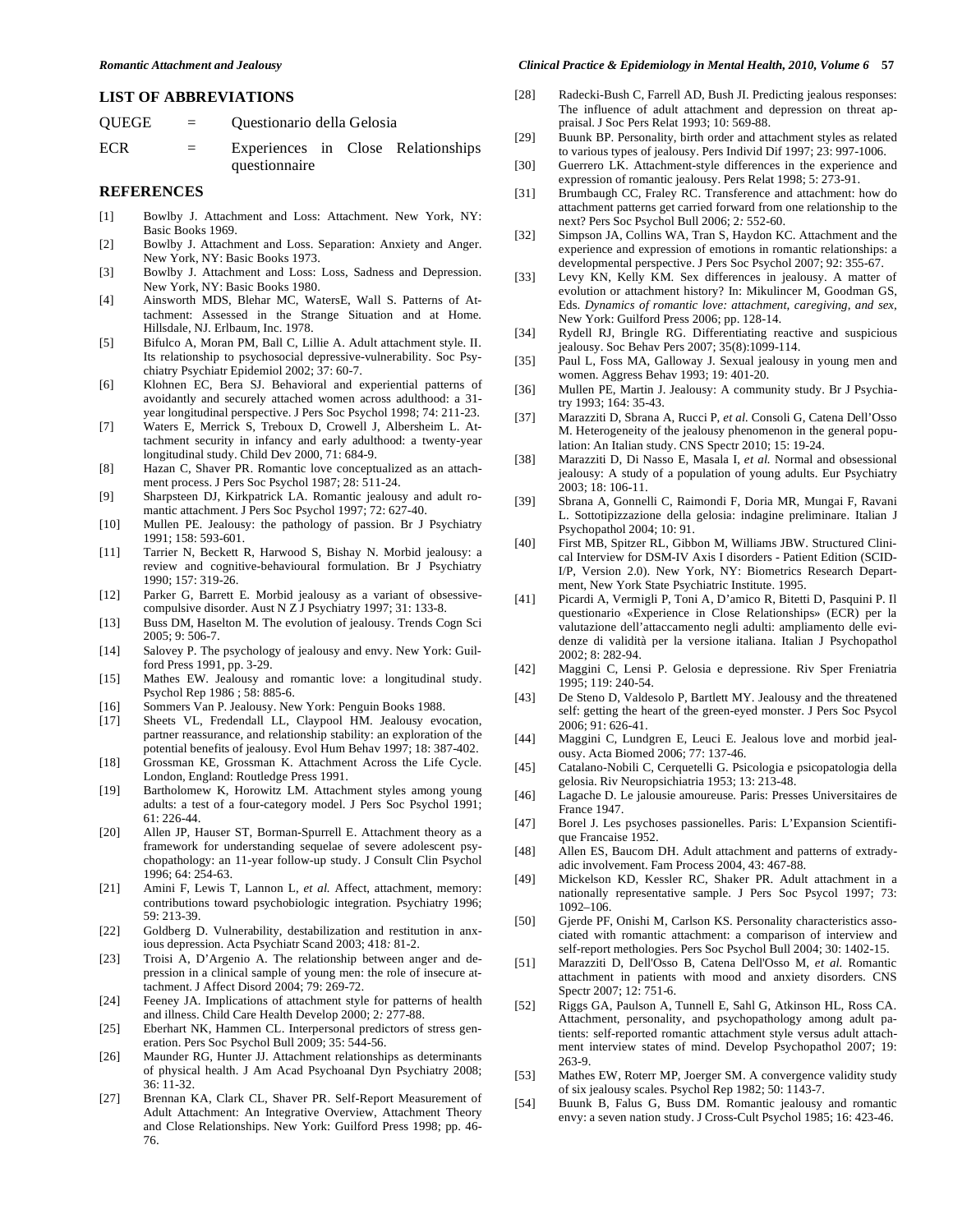## LIST OF ABBREVIATIONS

QUEGE = Questionario della Gelosia

ECR = Experiences in Close Relationships questionnaire

## REFERENCES

[1] Bowlby J. Attachment and Loss: Attachment. New York, NY: Basic Books 1969.

[2] Bowlby J. Attachment and Loss. Separation: Anxiety and Anger. New York, NY: Basic Books 1973.

[3] Bowlby J. Attachment and Loss: Loss, Sadness and Depression. New York, NY: Basic Books 1980.

[4] Ainsworth MDS, Blehar MC, WatersE, Wall S. Patterns of Attachment: Assessed in the Strange Situation and at Home. Hillsdale, NJ. Erlbaum, Inc. 1978.

[5] Bifulco A, Moran PM, Ball C, Lillie A. Adult attachment style. II. Its relationship to psychosocial depressive-vulnerability. Soc Psychiatry Psychiatr Epidemiol 2002; 37: 60-7.

[6] Klohnen EC, Bera SJ. Behavioral and experiential patterns of avoidantly and securely attached women across adulthood: a 31-year longitudinal perspective. J Pers Soc Psychol 1998; 74: 211-23.

[7] Waters E, Merrick S, Treboux D, Crowell J, Albersheim L. Attachment security in infancy and early adulthood: a twenty-year longitudinal study. Child Dev 2000, 71: 684-9.

[8] Hazan C, Shaver PR. Romantic love conceptualized as an attachment process. J Pers Soc Psychol 1987; 28: 511-24.

[9] Sharpsteen DJ, Kirkpatrick LA. Romantic jealousy and adult romantic attachment. J Pers Soc Psychol 1997; 72: 627-40.

[10] Mullen PE. Jealousy: the pathology of passion. Br J Psychiatry 1991; 158: 593-601.

[11] Tarrier N, Beckett R, Harwood S, Bishay N. Morbid jealousy: a review and cognitive-behavioural formulation. Br J Psychiatry 1990; 157: 319-26.

[12] Parker G, Barrett E. Morbid jealousy as a variant of obsessive-compulsive disorder. Aust N Z J Psychiatry 1997; 31: 133-8.

[13] Buss DM, Haselton M. The evolution of jealousy. Trends Cogn Sci 2005; 9: 506-7.

[14] Salovey P. The psychology of jealousy and envy. New York: Guilford Press 1991, pp. 3-29.

[15] Mathes EW. Jealousy and romantic love: a longitudinal study. Psychol Rep 1986 ; 58: 885-6.

[16] Sommers Van P. Jealousy. New York: Penguin Books 1988.

[17] Sheets VL, Fredendall LL, Claypool HM. Jealousy evocation, partner reassurance, and relationship stability: an exploration of the potential benefits of jealousy. Evol Hum Behav 1997; 18: 387-402.

[18] Grossman KE, Grossman K. Attachment Across the Life Cycle. London, England: Routledge Press 1991.

[19] Bartholomew K, Horowitz LM. Attachment styles among young adults: a test of a four-category model. J Pers Soc Psychol 1991; 61: 226-44.

[20] Allen JP, Hauser ST, Borman-Spurrell E. Attachment theory as a framework for understanding sequelae of severe adolescent psychopathology: an 11-year follow-up study. J Consult Clin Psychol 1996; 64: 254-63.

[21] Amini F, Lewis T, Lannon L, *et al.* Affect, attachment, memory: contributions toward psychobiologic integration. Psychiatry 1996; 59: 213-39.

[22] Goldberg D. Vulnerability, destabilization and restitution in anxious depression. Acta Psychiatr Scand 2003; 418*:* 81-2.

[23] Troisi A, D'Argenio A. The relationship between anger and depression in a clinical sample of young men: the role of insecure attachment. J Affect Disord 2004; 79: 269-72.

[24] Feeney JA. Implications of attachment style for patterns of health and illness. Child Care Health Develop 2000; 2*:* 277-88.

[25] Eberhart NK, Hammen CL. Interpersonal predictors of stress generation. Pers Soc Psychol Bull 2009; 35: 544-56.

[26] Maunder RG, Hunter JJ. Attachment relationships as determinants of physical health. J Am Acad Psychoanal Dyn Psychiatry 2008; 36: 11-32.

[27] Brennan KA, Clark CL, Shaver PR. Self-Report Measurement of Adult Attachment: An Integrative Overview, Attachment Theory and Close Relationships. New York: Guilford Press 1998; pp. 46-76.

[28] Radecki-Bush C, Farrell AD, Bush JI. Predicting jealous responses: The influence of adult attachment and depression on threat appraisal. J Soc Pers Relat 1993; 10: 569-88.

[29] Buunk BP. Personality, birth order and attachment styles as related to various types of jealousy. Pers Individ Dif 1997; 23: 997-1006.

[30] Guerrero LK. Attachment-style differences in the experience and expression of romantic jealousy. Pers Relat 1998; 5: 273-91.

[31] Brumbaugh CC, Fraley RC. Transference and attachment: how do attachment patterns get carried forward from one relationship to the next? Pers Soc Psychol Bull 2006; 2*:* 552-60.

[32] Simpson JA, Collins WA, Tran S, Haydon KC. Attachment and the experience and expression of emotions in romantic relationships: a developmental perspective. J Pers Soc Psychol 2007; 92: 355-67.

[33] Levy KN, Kelly KM. Sex differences in jealousy. A matter of evolution or attachment history? In: Mikulincer M, Goodman GS, Eds. *Dynamics of romantic love: attachment, caregiving, and sex*, New York: Guilford Press 2006; pp. 128-14.

[34] Rydell RJ, Bringle RG. Differentiating reactive and suspicious jealousy. Soc Behav Pers 2007; 35(8):1099-114.

[35] Paul L, Foss MA, Galloway J. Sexual jealousy in young men and women. Aggress Behav 1993; 19: 401-20.

[36] Mullen PE, Martin J. Jealousy: A community study. Br J Psychiatry 1993; 164: 35-43.

[37] Marazziti D, Sbrana A, Rucci P, *et al.* Consoli G, Catena Dell'Osso M. Heterogeneity of the jealousy phenomenon in the general population: An Italian study. CNS Spectr 2010; 15: 19-24.

[38] Marazziti D, Di Nasso E, Masala I, *et al.* Normal and obsessional jealousy: A study of a population of young adults. Eur Psychiatry 2003; 18: 106-11.

[39] Sbrana A, Gonnelli C, Raimondi F, Doria MR, Mungai F, Ravani L. Sottotipizzazione della gelosia: indagine preliminare. Italian J Psychopathol 2004; 10: 91.

[40] First MB, Spitzer RL, Gibbon M, Williams JBW. Structured Clinical Interview for DSM-IV Axis I disorders - Patient Edition (SCID-I/P, Version 2.0). New York, NY: Biometrics Research Department, New York State Psychiatric Institute. 1995.

[41] Picardi A, Vermigli P, Toni A, D'amico R, Bitetti D, Pasquini P. Il questionario «Experience in Close Relationships» (ECR) per la valutazione dell'attaccamento negli adulti: ampliamento delle evidenze di validità per la versione italiana. Italian J Psychopathol 2002; 8: 282-94.

[42] Maggini C, Lensi P. Gelosia e depressione. Riv Sper Freniatria 1995; 119: 240-54.

[43] De Steno D, Valdesolo P, Bartlett MY. Jealousy and the threatened self: getting the heart of the green-eyed monster. J Pers Soc Psycol 2006; 91: 626-41.

[44] Maggini C, Lundgren E, Leuci E. Jealous love and morbid jealousy. Acta Biomed 2006; 77: 137-46.

[45] Catalano-Nobili C, Cerquetelli G. Psicologia e psicopatologia della gelosia. Riv Neuropsichiatria 1953; 13: 213-48.

[46] Lagache D. Le jalousie amoureuse. Paris: Presses Universitaires de France 1947.

[47] Borel J. Les psychoses passionelles. Paris: L'Expansion Scientifique Francaise 1952.

[48] Allen ES, Baucom DH. Adult attachment and patterns of extradyadic involvement. Fam Process 2004, 43: 467-88.

[49] Mickelson KD, Kessler RC, Shaker PR. Adult attachment in a nationally representative sample. J Pers Soc Psycol 1997; 73: 1092–106.

[50] Gjerde PF, Onishi M, Carlson KS. Personality characteristics associated with romantic attachment: a comparison of interview and self-report methologies. Pers Soc Psychol Bull 2004; 30: 1402-15.

[51] Marazziti D, Dell'Osso B, Catena Dell'Osso M, *et al.* Romantic attachment in patients with mood and anxiety disorders. CNS Spectr 2007; 12: 751-6.

[52] Riggs GA, Paulson A, Tunnell E, Sahl G, Atkinson HL, Ross CA. Attachment, personality, and psychopathology among adult patients: self-reported romantic attachment style versus adult attachment interview states of mind. Develop Psychopathol 2007; 19: 263-9.

[53] Mathes EW, Roterr MP, Joerger SM. A convergence validity study of six jealousy scales. Psychol Rep 1982; 50: 1143-7.

[54] Buunk B, Falus G, Buss DM. Romantic jealousy and romantic envy: a seven nation study. J Cross-Cult Psychol 1985; 16: 423-46.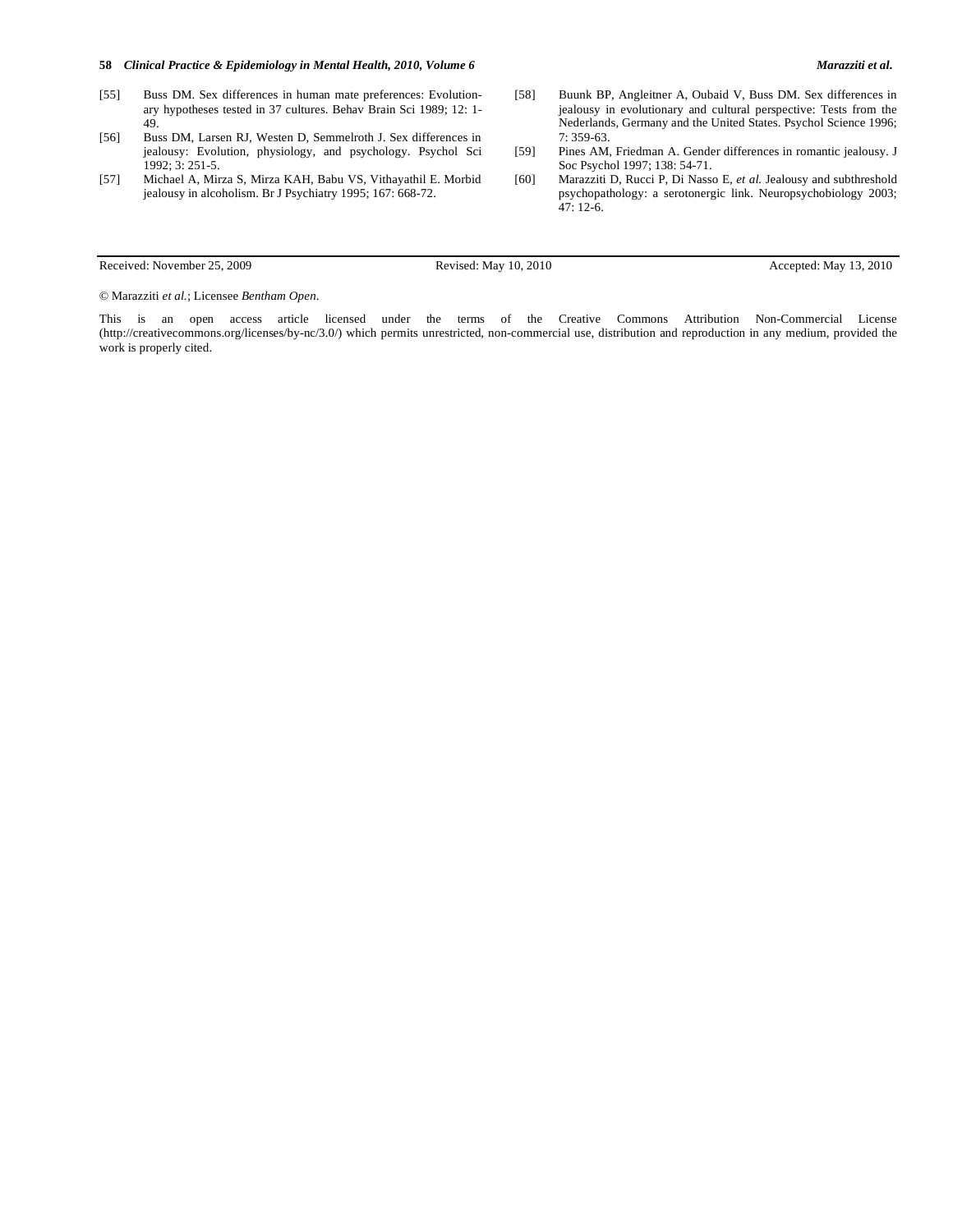[55] Buss DM. Sex differences in human mate preferences: Evolutionary hypotheses tested in 37 cultures. Behav Brain Sci 1989; 12: 1-49.

[56] Buss DM, Larsen RJ, Westen D, Semmelroth J. Sex differences in jealousy: Evolution, physiology, and psychology. Psychol Sci 1992; 3: 251-5.

[57] Michael A, Mirza S, Mirza KAH, Babu VS, Vithayathil E. Morbid jealousy in alcoholism. Br J Psychiatry 1995; 167: 668-72.

[58] Buunk BP, Angleitner A, Oubaid V, Buss DM. Sex differences in jealousy in evolutionary and cultural perspective: Tests from the Nederlands, Germany and the United States. Psychol Science 1996; 7: 359-63.

[59] Pines AM, Friedman A. Gender differences in romantic jealousy. J Soc Psychol 1997; 138: 54-71.

[60] Marazziti D, Rucci P, Di Nasso E, *et al.* Jealousy and subthreshold psychopathology: a serotonergic link. Neuropsychobiology 2003; 47: 12-6.

Received: November 25, 2009 Revised: May 10, 2010 Accepted: May 13, 2010

© Marazziti *et al.*; Licensee *Bentham Open*.

This is an open access article licensed under the terms of the Creative Commons Attribution Non-Commercial License (http://creativecommons.org/licenses/by-nc/3.0/) which permits unrestricted, non-commercial use, distribution and reproduction in any medium, provided the work is properly cited.